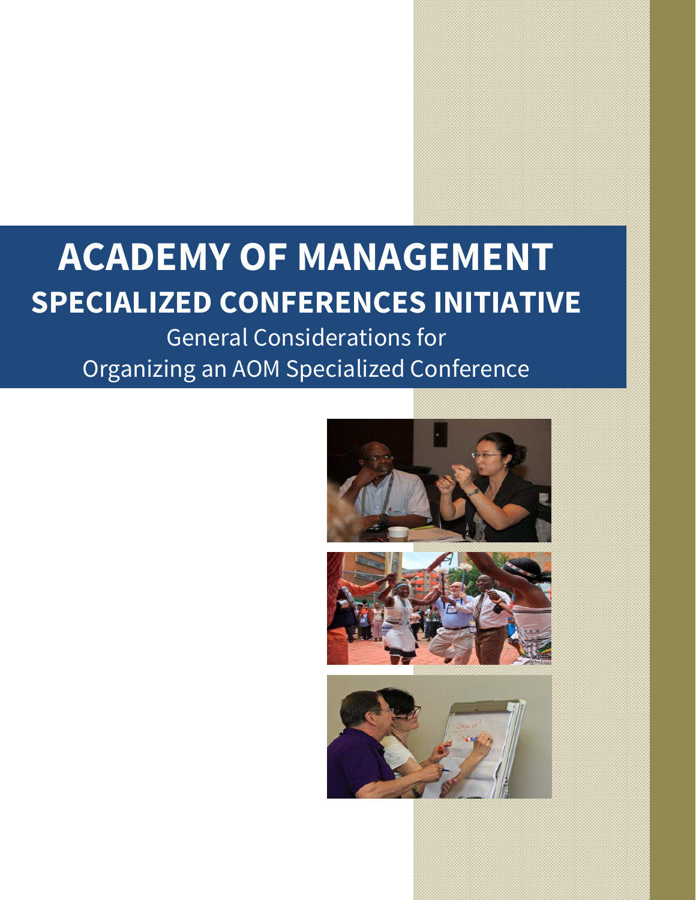# ACADEMY OF MANAGEMENT

## SPECIALIZED CONFERENCES INITIATIVE

General Considerations for
Organizing an AOM Specialized Conference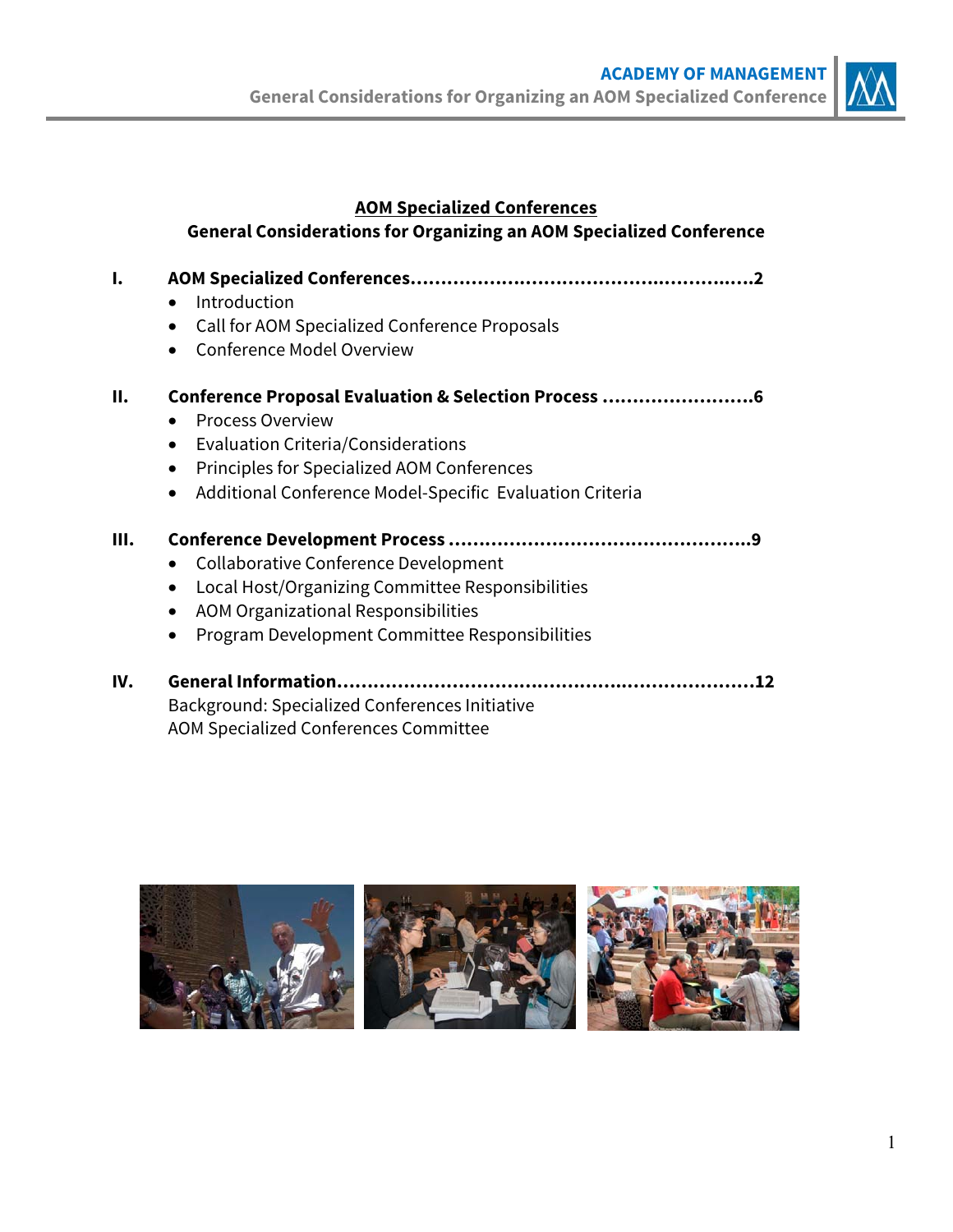# AOM Specialized Conferences

## General Considerations for Organizing an AOM Specialized Conference

**I. AOM Specialized Conferences........................................................2**

- Introduction
- Call for AOM Specialized Conference Proposals
- Conference Model Overview

**II. Conference Proposal Evaluation & Selection Process .........................6**

- Process Overview
- Evaluation Criteria/Considerations
- Principles for Specialized AOM Conferences
- Additional Conference Model-Specific Evaluation Criteria

**III. Conference Development Process .................................................9**

- Collaborative Conference Development
- Local Host/Organizing Committee Responsibilities
- AOM Organizational Responsibilities
- Program Development Committee Responsibilities

**IV. General Information...................................................................12**

Background: Specialized Conferences Initiative
AOM Specialized Conferences Committee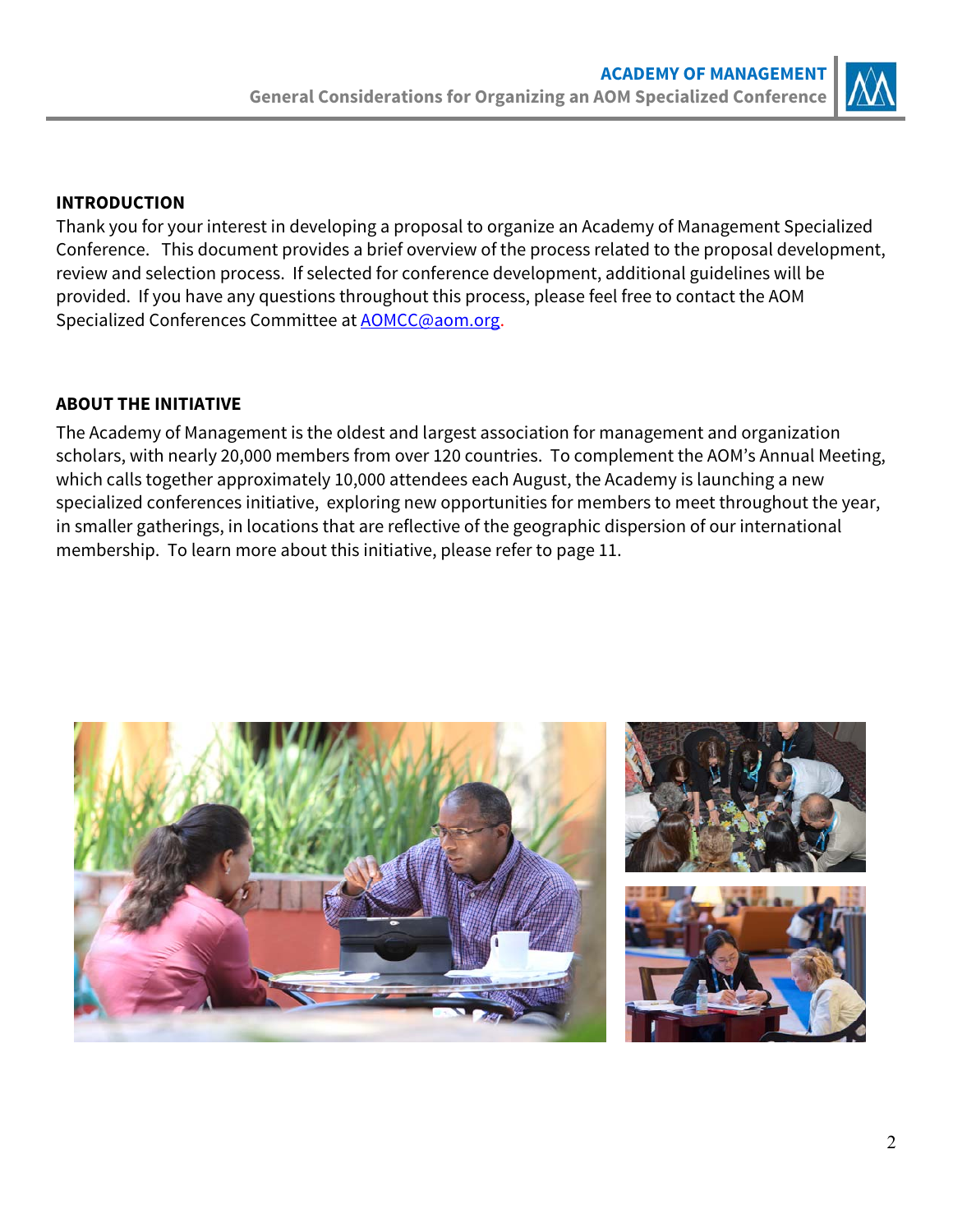## INTRODUCTION

Thank you for your interest in developing a proposal to organize an Academy of Management Specialized Conference. This document provides a brief overview of the process related to the proposal development, review and selection process. If selected for conference development, additional guidelines will be provided. If you have any questions throughout this process, please feel free to contact the AOM Specialized Conferences Committee at AOMCC@aom.org.

## ABOUT THE INITIATIVE

The Academy of Management is the oldest and largest association for management and organization scholars, with nearly 20,000 members from over 120 countries. To complement the AOM's Annual Meeting, which calls together approximately 10,000 attendees each August, the Academy is launching a new specialized conferences initiative, exploring new opportunities for members to meet throughout the year, in smaller gatherings, in locations that are reflective of the geographic dispersion of our international membership. To learn more about this initiative, please refer to page 11.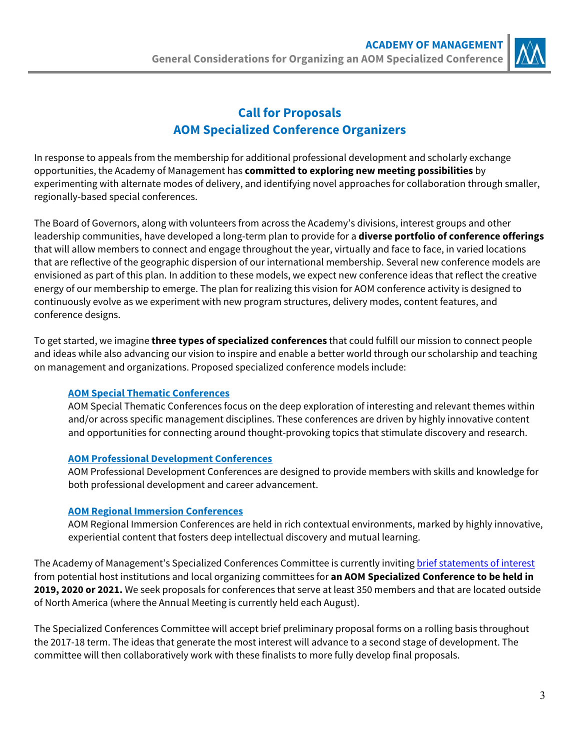# Call for Proposals
# AOM Specialized Conference Organizers

In response to appeals from the membership for additional professional development and scholarly exchange opportunities, the Academy of Management has **committed to exploring new meeting possibilities** by experimenting with alternate modes of delivery, and identifying novel approaches for collaboration through smaller, regionally-based special conferences.

The Board of Governors, along with volunteers from across the Academy's divisions, interest groups and other leadership communities, have developed a long-term plan to provide for a **diverse portfolio of conference offerings** that will allow members to connect and engage throughout the year, virtually and face to face, in varied locations that are reflective of the geographic dispersion of our international membership. Several new conference models are envisioned as part of this plan. In addition to these models, we expect new conference ideas that reflect the creative energy of our membership to emerge. The plan for realizing this vision for AOM conference activity is designed to continuously evolve as we experiment with new program structures, delivery modes, content features, and conference designs.

To get started, we imagine **three types of specialized conferences** that could fulfill our mission to connect people and ideas while also advancing our vision to inspire and enable a better world through our scholarship and teaching on management and organizations. Proposed specialized conference models include:

**AOM Special Thematic Conferences**
AOM Special Thematic Conferences focus on the deep exploration of interesting and relevant themes within and/or across specific management disciplines. These conferences are driven by highly innovative content and opportunities for connecting around thought-provoking topics that stimulate discovery and research.

**AOM Professional Development Conferences**
AOM Professional Development Conferences are designed to provide members with skills and knowledge for both professional development and career advancement.

**AOM Regional Immersion Conferences**
AOM Regional Immersion Conferences are held in rich contextual environments, marked by highly innovative, experiential content that fosters deep intellectual discovery and mutual learning.

The Academy of Management's Specialized Conferences Committee is currently inviting brief statements of interest from potential host institutions and local organizing committees for **an AOM Specialized Conference to be held in 2019, 2020 or 2021.** We seek proposals for conferences that serve at least 350 members and that are located outside of North America (where the Annual Meeting is currently held each August).

The Specialized Conferences Committee will accept brief preliminary proposal forms on a rolling basis throughout the 2017-18 term. The ideas that generate the most interest will advance to a second stage of development. The committee will then collaboratively work with these finalists to more fully develop final proposals.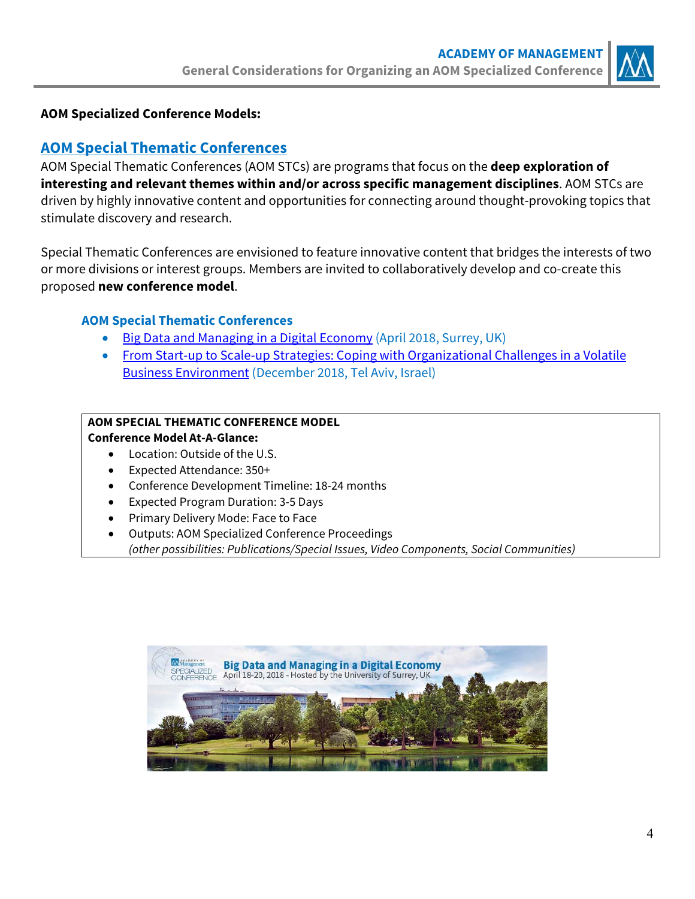**AOM Specialized Conference Models:**

## AOM Special Thematic Conferences

AOM Special Thematic Conferences (AOM STCs) are programs that focus on the **deep exploration of interesting and relevant themes within and/or across specific management disciplines**. AOM STCs are driven by highly innovative content and opportunities for connecting around thought-provoking topics that stimulate discovery and research.

Special Thematic Conferences are envisioned to feature innovative content that bridges the interests of two or more divisions or interest groups. Members are invited to collaboratively develop and co-create this proposed **new conference model**.

### AOM Special Thematic Conferences

- Big Data and Managing in a Digital Economy (April 2018, Surrey, UK)
- From Start-up to Scale-up Strategies: Coping with Organizational Challenges in a Volatile Business Environment (December 2018, Tel Aviv, Israel)

**AOM SPECIAL THEMATIC CONFERENCE MODEL**
**Conference Model At-A-Glance:**

- Location: Outside of the U.S.
- Expected Attendance: 350+
- Conference Development Timeline: 18-24 months
- Expected Program Duration: 3-5 Days
- Primary Delivery Mode: Face to Face
- Outputs: AOM Specialized Conference Proceedings
  *(other possibilities: Publications/Special Issues, Video Components, Social Communities)*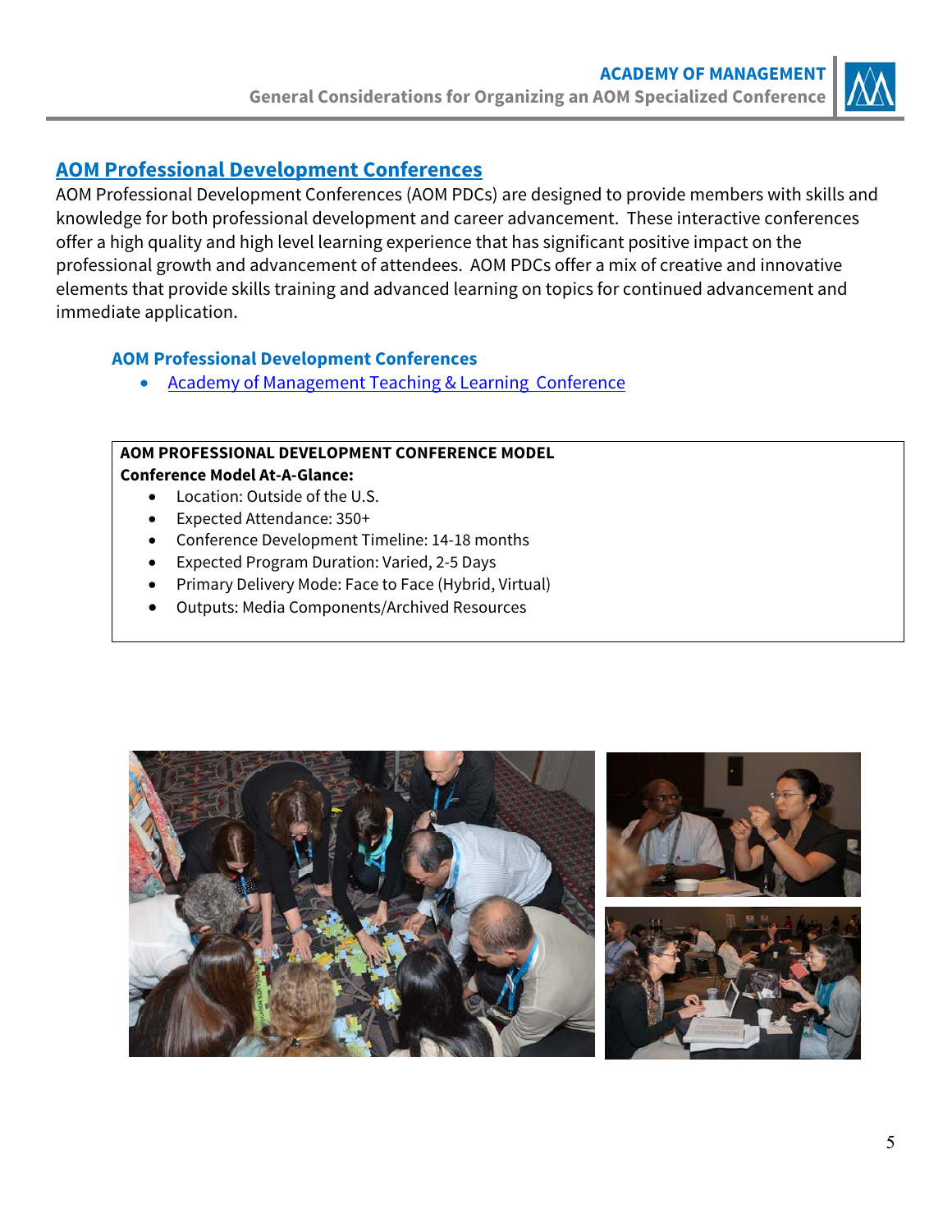## [AOM Professional Development Conferences]

AOM Professional Development Conferences (AOM PDCs) are designed to provide members with skills and knowledge for both professional development and career advancement. These interactive conferences offer a high quality and high level learning experience that has significant positive impact on the professional growth and advancement of attendees. AOM PDCs offer a mix of creative and innovative elements that provide skills training and advanced learning on topics for continued advancement and immediate application.

### AOM Professional Development Conferences

- Academy of Management Teaching & Learning Conference

**AOM PROFESSIONAL DEVELOPMENT CONFERENCE MODEL**
**Conference Model At-A-Glance:**

- Location: Outside of the U.S.
- Expected Attendance: 350+
- Conference Development Timeline: 14-18 months
- Expected Program Duration: Varied, 2-5 Days
- Primary Delivery Mode: Face to Face (Hybrid, Virtual)
- Outputs: Media Components/Archived Resources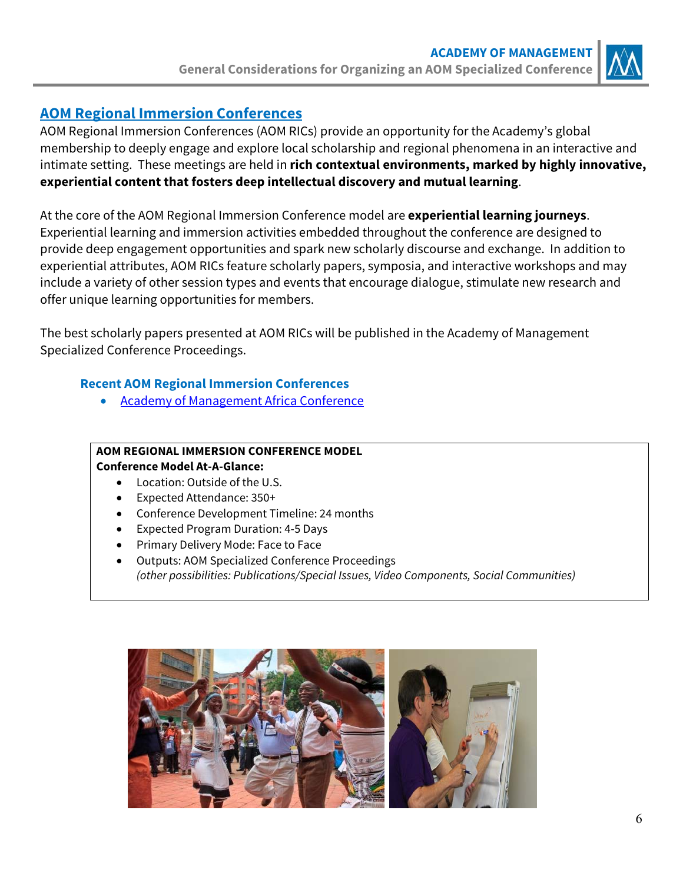## AOM Regional Immersion Conferences

AOM Regional Immersion Conferences (AOM RICs) provide an opportunity for the Academy's global membership to deeply engage and explore local scholarship and regional phenomena in an interactive and intimate setting. These meetings are held in **rich contextual environments, marked by highly innovative, experiential content that fosters deep intellectual discovery and mutual learning**.

At the core of the AOM Regional Immersion Conference model are **experiential learning journeys**. Experiential learning and immersion activities embedded throughout the conference are designed to provide deep engagement opportunities and spark new scholarly discourse and exchange. In addition to experiential attributes, AOM RICs feature scholarly papers, symposia, and interactive workshops and may include a variety of other session types and events that encourage dialogue, stimulate new research and offer unique learning opportunities for members.

The best scholarly papers presented at AOM RICs will be published in the Academy of Management Specialized Conference Proceedings.

### Recent AOM Regional Immersion Conferences

- Academy of Management Africa Conference

**AOM REGIONAL IMMERSION CONFERENCE MODEL**
**Conference Model At-A-Glance:**

- Location: Outside of the U.S.
- Expected Attendance: 350+
- Conference Development Timeline: 24 months
- Expected Program Duration: 4-5 Days
- Primary Delivery Mode: Face to Face
- Outputs: AOM Specialized Conference Proceedings
  *(other possibilities: Publications/Special Issues, Video Components, Social Communities)*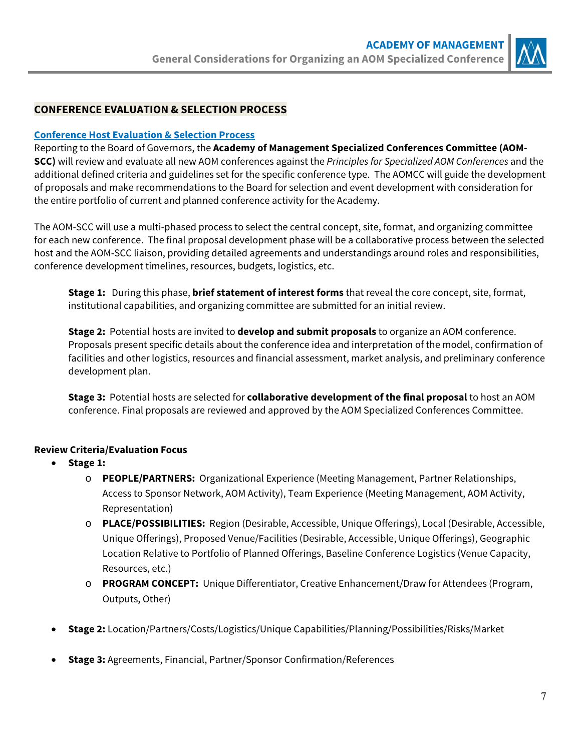## CONFERENCE EVALUATION & SELECTION PROCESS

### Conference Host Evaluation & Selection Process

Reporting to the Board of Governors, the **Academy of Management Specialized Conferences Committee (AOM-SCC)** will review and evaluate all new AOM conferences against the *Principles for Specialized AOM Conferences* and the additional defined criteria and guidelines set for the specific conference type. The AOMCC will guide the development of proposals and make recommendations to the Board for selection and event development with consideration for the entire portfolio of current and planned conference activity for the Academy.

The AOM-SCC will use a multi-phased process to select the central concept, site, format, and organizing committee for each new conference. The final proposal development phase will be a collaborative process between the selected host and the AOM-SCC liaison, providing detailed agreements and understandings around roles and responsibilities, conference development timelines, resources, budgets, logistics, etc.

**Stage 1:** During this phase, **brief statement of interest forms** that reveal the core concept, site, format, institutional capabilities, and organizing committee are submitted for an initial review.

**Stage 2:** Potential hosts are invited to **develop and submit proposals** to organize an AOM conference. Proposals present specific details about the conference idea and interpretation of the model, confirmation of facilities and other logistics, resources and financial assessment, market analysis, and preliminary conference development plan.

**Stage 3:** Potential hosts are selected for **collaborative development of the final proposal** to host an AOM conference. Final proposals are reviewed and approved by the AOM Specialized Conferences Committee.

**Review Criteria/Evaluation Focus**

- **Stage 1:**
  - **PEOPLE/PARTNERS:** Organizational Experience (Meeting Management, Partner Relationships, Access to Sponsor Network, AOM Activity), Team Experience (Meeting Management, AOM Activity, Representation)
  - **PLACE/POSSIBILITIES:** Region (Desirable, Accessible, Unique Offerings), Local (Desirable, Accessible, Unique Offerings), Proposed Venue/Facilities (Desirable, Accessible, Unique Offerings), Geographic Location Relative to Portfolio of Planned Offerings, Baseline Conference Logistics (Venue Capacity, Resources, etc.)
  - **PROGRAM CONCEPT:** Unique Differentiator, Creative Enhancement/Draw for Attendees (Program, Outputs, Other)
- **Stage 2:** Location/Partners/Costs/Logistics/Unique Capabilities/Planning/Possibilities/Risks/Market
- **Stage 3:** Agreements, Financial, Partner/Sponsor Confirmation/References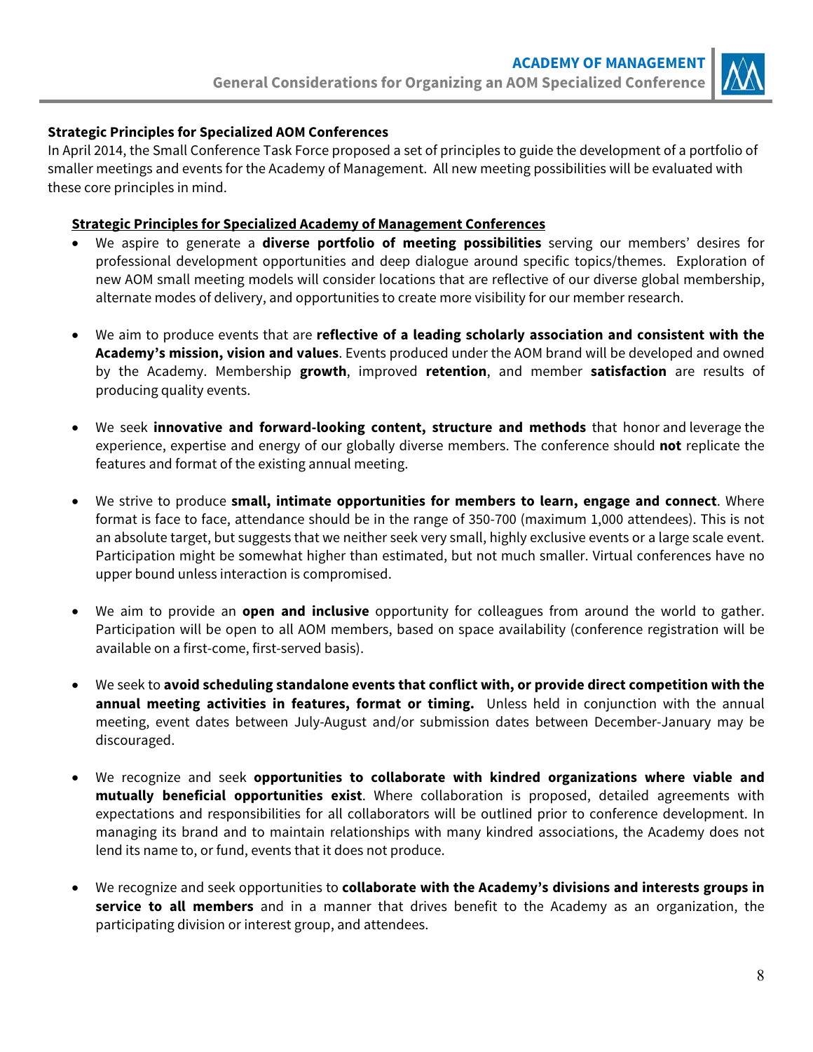**Strategic Principles for Specialized AOM Conferences**

In April 2014, the Small Conference Task Force proposed a set of principles to guide the development of a portfolio of smaller meetings and events for the Academy of Management. All new meeting possibilities will be evaluated with these core principles in mind.

**Strategic Principles for Specialized Academy of Management Conferences**

- We aspire to generate a **diverse portfolio of meeting possibilities** serving our members' desires for professional development opportunities and deep dialogue around specific topics/themes. Exploration of new AOM small meeting models will consider locations that are reflective of our diverse global membership, alternate modes of delivery, and opportunities to create more visibility for our member research.

- We aim to produce events that are **reflective of a leading scholarly association and consistent with the Academy's mission, vision and values**. Events produced under the AOM brand will be developed and owned by the Academy. Membership **growth**, improved **retention**, and member **satisfaction** are results of producing quality events.

- We seek **innovative and forward-looking content, structure and methods** that honor and leverage the experience, expertise and energy of our globally diverse members. The conference should **not** replicate the features and format of the existing annual meeting.

- We strive to produce **small, intimate opportunities for members to learn, engage and connect**. Where format is face to face, attendance should be in the range of 350-700 (maximum 1,000 attendees). This is not an absolute target, but suggests that we neither seek very small, highly exclusive events or a large scale event. Participation might be somewhat higher than estimated, but not much smaller. Virtual conferences have no upper bound unless interaction is compromised.

- We aim to provide an **open and inclusive** opportunity for colleagues from around the world to gather. Participation will be open to all AOM members, based on space availability (conference registration will be available on a first-come, first-served basis).

- We seek to **avoid scheduling standalone events that conflict with, or provide direct competition with the annual meeting activities in features, format or timing.** Unless held in conjunction with the annual meeting, event dates between July-August and/or submission dates between December-January may be discouraged.

- We recognize and seek **opportunities to collaborate with kindred organizations where viable and mutually beneficial opportunities exist**. Where collaboration is proposed, detailed agreements with expectations and responsibilities for all collaborators will be outlined prior to conference development. In managing its brand and to maintain relationships with many kindred associations, the Academy does not lend its name to, or fund, events that it does not produce.

- We recognize and seek opportunities to **collaborate with the Academy's divisions and interests groups in service to all members** and in a manner that drives benefit to the Academy as an organization, the participating division or interest group, and attendees.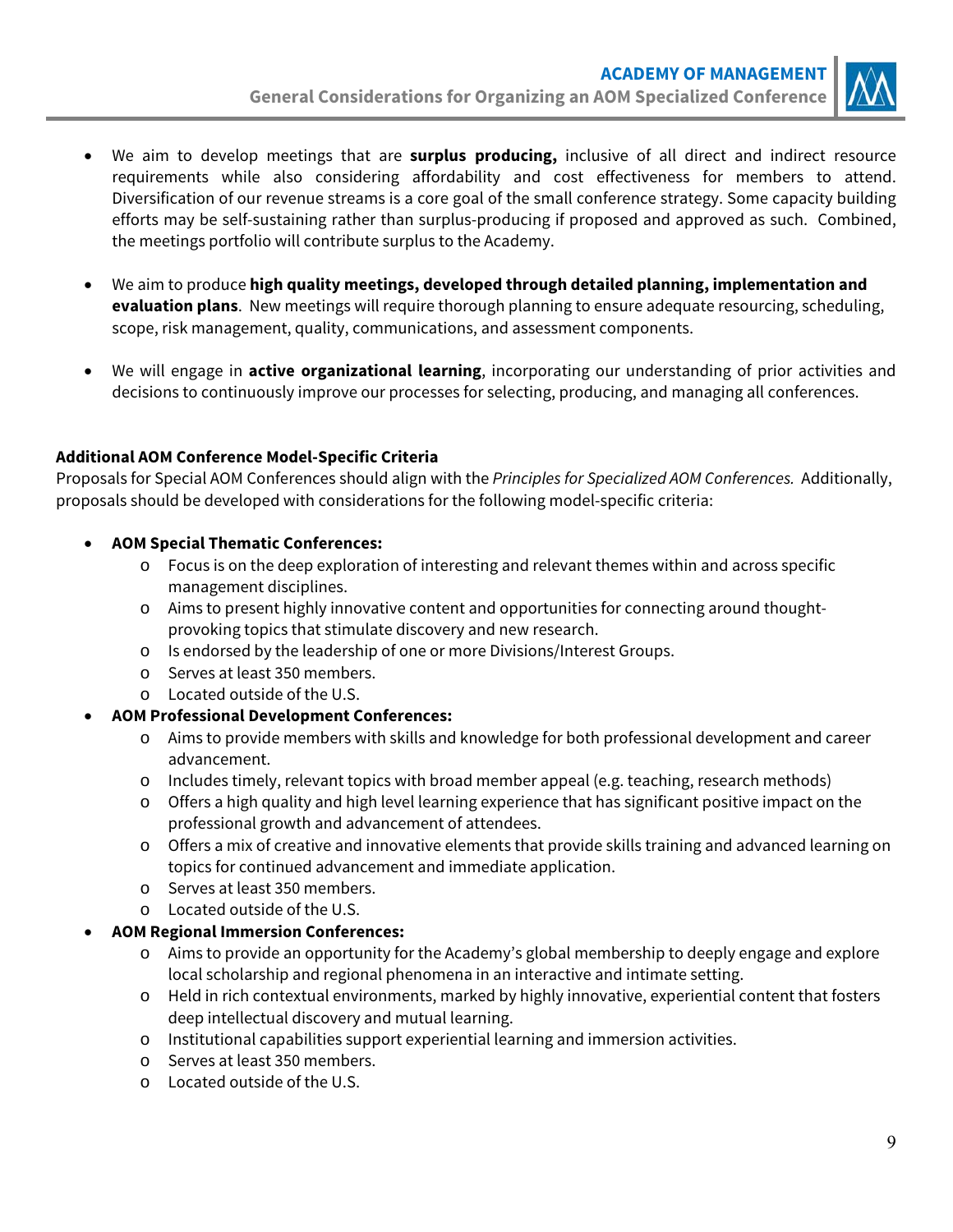- We aim to develop meetings that are **surplus producing,** inclusive of all direct and indirect resource requirements while also considering affordability and cost effectiveness for members to attend. Diversification of our revenue streams is a core goal of the small conference strategy. Some capacity building efforts may be self-sustaining rather than surplus-producing if proposed and approved as such. Combined, the meetings portfolio will contribute surplus to the Academy.

- We aim to produce **high quality meetings, developed through detailed planning, implementation and evaluation plans**. New meetings will require thorough planning to ensure adequate resourcing, scheduling, scope, risk management, quality, communications, and assessment components.

- We will engage in **active organizational learning**, incorporating our understanding of prior activities and decisions to continuously improve our processes for selecting, producing, and managing all conferences.

**Additional AOM Conference Model-Specific Criteria**

Proposals for Special AOM Conferences should align with the *Principles for Specialized AOM Conferences.* Additionally, proposals should be developed with considerations for the following model-specific criteria:

- **AOM Special Thematic Conferences:**
  - Focus is on the deep exploration of interesting and relevant themes within and across specific management disciplines.
  - Aims to present highly innovative content and opportunities for connecting around thought-provoking topics that stimulate discovery and new research.
  - Is endorsed by the leadership of one or more Divisions/Interest Groups.
  - Serves at least 350 members.
  - Located outside of the U.S.
- **AOM Professional Development Conferences:**
  - Aims to provide members with skills and knowledge for both professional development and career advancement.
  - Includes timely, relevant topics with broad member appeal (e.g. teaching, research methods)
  - Offers a high quality and high level learning experience that has significant positive impact on the professional growth and advancement of attendees.
  - Offers a mix of creative and innovative elements that provide skills training and advanced learning on topics for continued advancement and immediate application.
  - Serves at least 350 members.
  - Located outside of the U.S.
- **AOM Regional Immersion Conferences:**
  - Aims to provide an opportunity for the Academy's global membership to deeply engage and explore local scholarship and regional phenomena in an interactive and intimate setting.
  - Held in rich contextual environments, marked by highly innovative, experiential content that fosters deep intellectual discovery and mutual learning.
  - Institutional capabilities support experiential learning and immersion activities.
  - Serves at least 350 members.
  - Located outside of the U.S.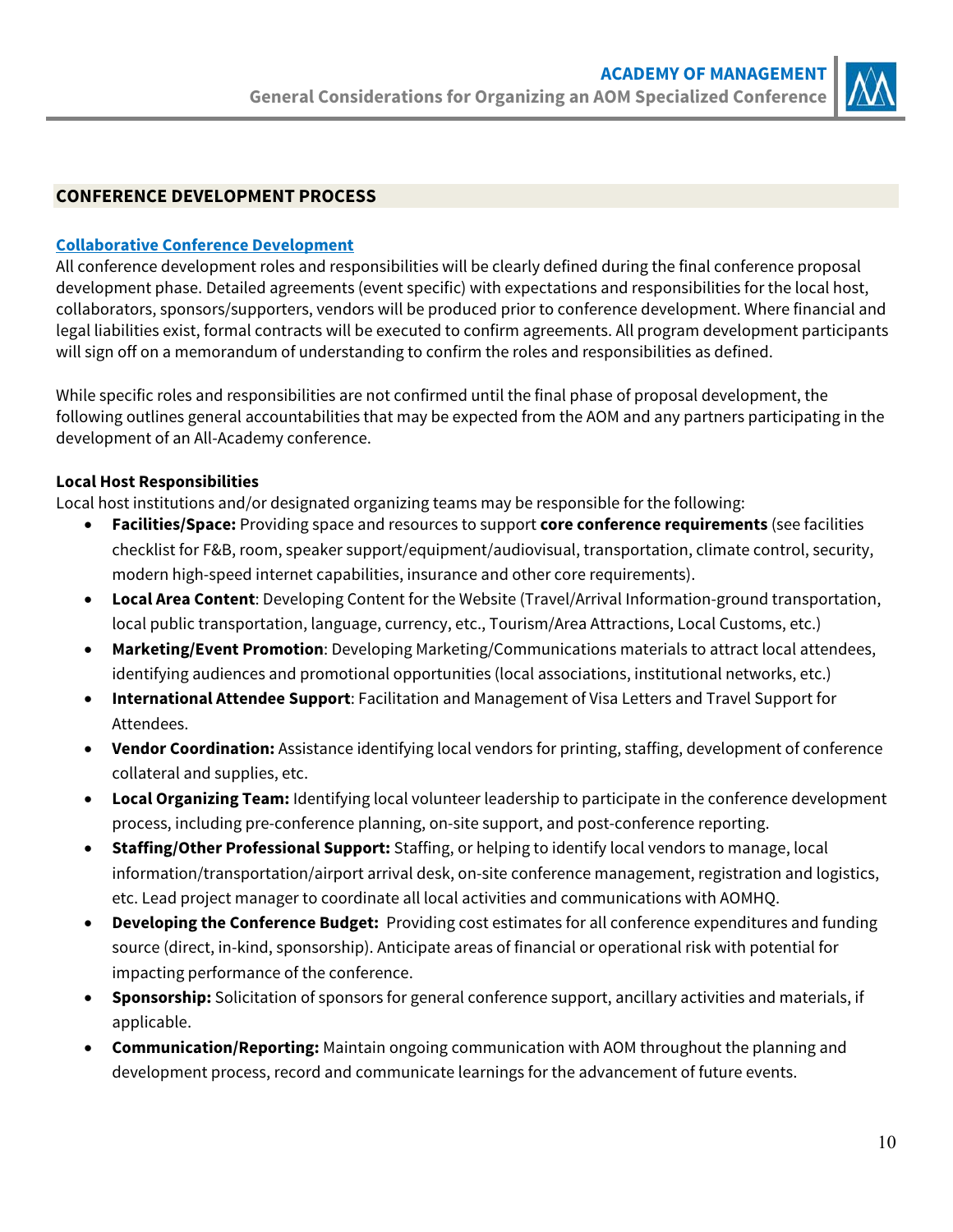## CONFERENCE DEVELOPMENT PROCESS

### Collaborative Conference Development

All conference development roles and responsibilities will be clearly defined during the final conference proposal development phase. Detailed agreements (event specific) with expectations and responsibilities for the local host, collaborators, sponsors/supporters, vendors will be produced prior to conference development. Where financial and legal liabilities exist, formal contracts will be executed to confirm agreements. All program development participants will sign off on a memorandum of understanding to confirm the roles and responsibilities as defined.

While specific roles and responsibilities are not confirmed until the final phase of proposal development, the following outlines general accountabilities that may be expected from the AOM and any partners participating in the development of an All-Academy conference.

**Local Host Responsibilities**

Local host institutions and/or designated organizing teams may be responsible for the following:

- **Facilities/Space:** Providing space and resources to support **core conference requirements** (see facilities checklist for F&B, room, speaker support/equipment/audiovisual, transportation, climate control, security, modern high-speed internet capabilities, insurance and other core requirements).
- **Local Area Content**: Developing Content for the Website (Travel/Arrival Information-ground transportation, local public transportation, language, currency, etc., Tourism/Area Attractions, Local Customs, etc.)
- **Marketing/Event Promotion**: Developing Marketing/Communications materials to attract local attendees, identifying audiences and promotional opportunities (local associations, institutional networks, etc.)
- **International Attendee Support**: Facilitation and Management of Visa Letters and Travel Support for Attendees.
- **Vendor Coordination:** Assistance identifying local vendors for printing, staffing, development of conference collateral and supplies, etc.
- **Local Organizing Team:** Identifying local volunteer leadership to participate in the conference development process, including pre-conference planning, on-site support, and post-conference reporting.
- **Staffing/Other Professional Support:** Staffing, or helping to identify local vendors to manage, local information/transportation/airport arrival desk, on-site conference management, registration and logistics, etc. Lead project manager to coordinate all local activities and communications with AOMHQ.
- **Developing the Conference Budget:** Providing cost estimates for all conference expenditures and funding source (direct, in-kind, sponsorship). Anticipate areas of financial or operational risk with potential for impacting performance of the conference.
- **Sponsorship:** Solicitation of sponsors for general conference support, ancillary activities and materials, if applicable.
- **Communication/Reporting:** Maintain ongoing communication with AOM throughout the planning and development process, record and communicate learnings for the advancement of future events.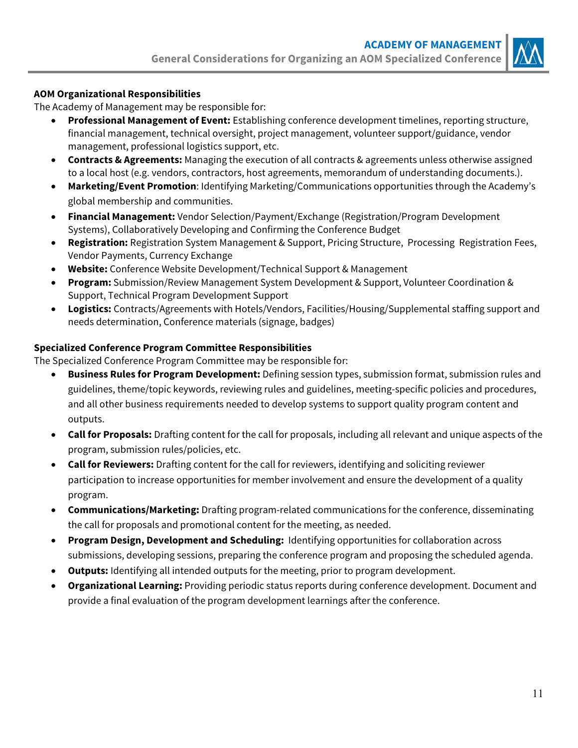**AOM Organizational Responsibilities**

The Academy of Management may be responsible for:

- **Professional Management of Event:** Establishing conference development timelines, reporting structure, financial management, technical oversight, project management, volunteer support/guidance, vendor management, professional logistics support, etc.
- **Contracts & Agreements:** Managing the execution of all contracts & agreements unless otherwise assigned to a local host (e.g. vendors, contractors, host agreements, memorandum of understanding documents.).
- **Marketing/Event Promotion**: Identifying Marketing/Communications opportunities through the Academy's global membership and communities.
- **Financial Management:** Vendor Selection/Payment/Exchange (Registration/Program Development Systems), Collaboratively Developing and Confirming the Conference Budget
- **Registration:** Registration System Management & Support, Pricing Structure, Processing Registration Fees, Vendor Payments, Currency Exchange
- **Website:** Conference Website Development/Technical Support & Management
- **Program:** Submission/Review Management System Development & Support, Volunteer Coordination & Support, Technical Program Development Support
- **Logistics:** Contracts/Agreements with Hotels/Vendors, Facilities/Housing/Supplemental staffing support and needs determination, Conference materials (signage, badges)

**Specialized Conference Program Committee Responsibilities**

The Specialized Conference Program Committee may be responsible for:

- **Business Rules for Program Development:** Defining session types, submission format, submission rules and guidelines, theme/topic keywords, reviewing rules and guidelines, meeting-specific policies and procedures, and all other business requirements needed to develop systems to support quality program content and outputs.
- **Call for Proposals:** Drafting content for the call for proposals, including all relevant and unique aspects of the program, submission rules/policies, etc.
- **Call for Reviewers:** Drafting content for the call for reviewers, identifying and soliciting reviewer participation to increase opportunities for member involvement and ensure the development of a quality program.
- **Communications/Marketing:** Drafting program-related communications for the conference, disseminating the call for proposals and promotional content for the meeting, as needed.
- **Program Design, Development and Scheduling:** Identifying opportunities for collaboration across submissions, developing sessions, preparing the conference program and proposing the scheduled agenda.
- **Outputs:** Identifying all intended outputs for the meeting, prior to program development.
- **Organizational Learning:** Providing periodic status reports during conference development. Document and provide a final evaluation of the program development learnings after the conference.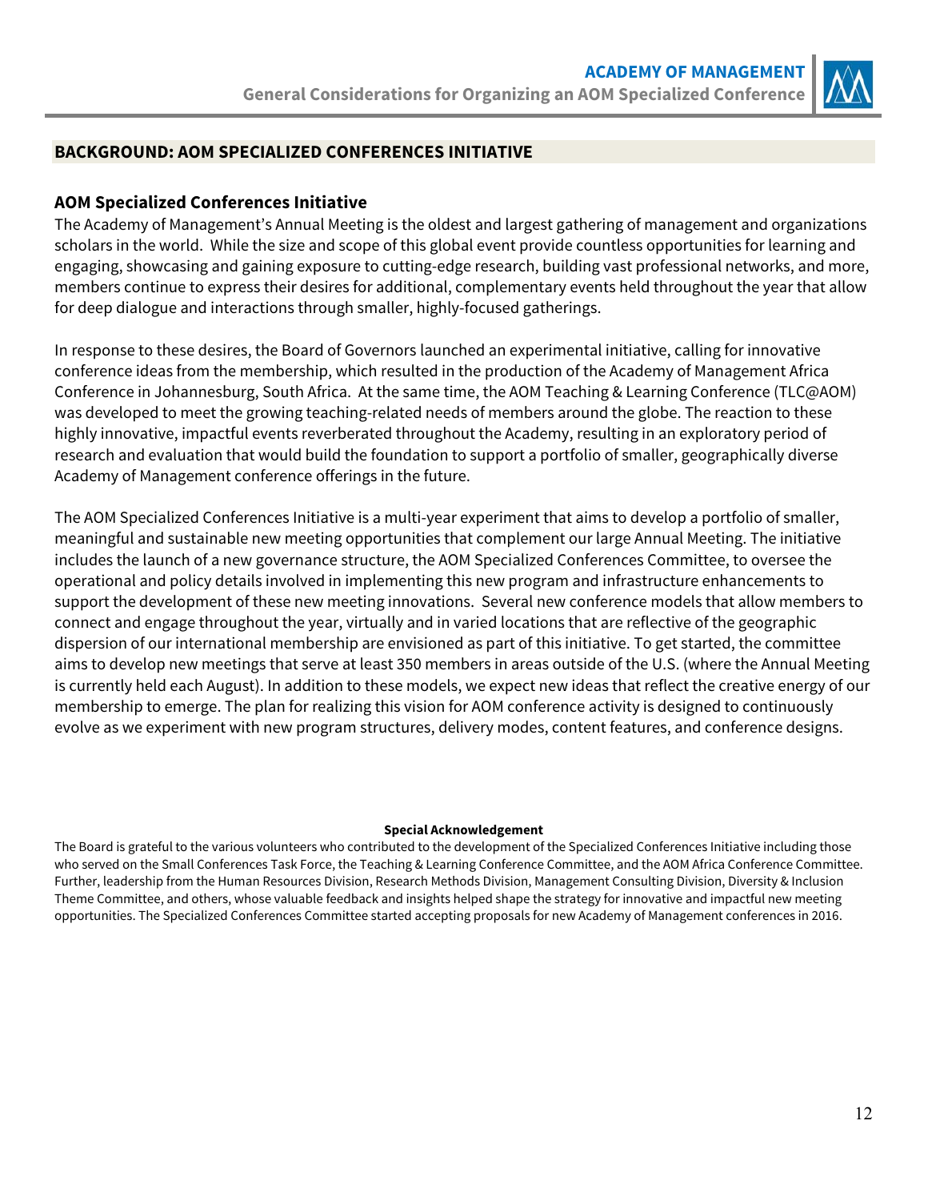## BACKGROUND: AOM SPECIALIZED CONFERENCES INITIATIVE

### AOM Specialized Conferences Initiative

The Academy of Management's Annual Meeting is the oldest and largest gathering of management and organizations scholars in the world. While the size and scope of this global event provide countless opportunities for learning and engaging, showcasing and gaining exposure to cutting-edge research, building vast professional networks, and more, members continue to express their desires for additional, complementary events held throughout the year that allow for deep dialogue and interactions through smaller, highly-focused gatherings.

In response to these desires, the Board of Governors launched an experimental initiative, calling for innovative conference ideas from the membership, which resulted in the production of the Academy of Management Africa Conference in Johannesburg, South Africa. At the same time, the AOM Teaching & Learning Conference (TLC@AOM) was developed to meet the growing teaching-related needs of members around the globe. The reaction to these highly innovative, impactful events reverberated throughout the Academy, resulting in an exploratory period of research and evaluation that would build the foundation to support a portfolio of smaller, geographically diverse Academy of Management conference offerings in the future.

The AOM Specialized Conferences Initiative is a multi-year experiment that aims to develop a portfolio of smaller, meaningful and sustainable new meeting opportunities that complement our large Annual Meeting. The initiative includes the launch of a new governance structure, the AOM Specialized Conferences Committee, to oversee the operational and policy details involved in implementing this new program and infrastructure enhancements to support the development of these new meeting innovations. Several new conference models that allow members to connect and engage throughout the year, virtually and in varied locations that are reflective of the geographic dispersion of our international membership are envisioned as part of this initiative. To get started, the committee aims to develop new meetings that serve at least 350 members in areas outside of the U.S. (where the Annual Meeting is currently held each August). In addition to these models, we expect new ideas that reflect the creative energy of our membership to emerge. The plan for realizing this vision for AOM conference activity is designed to continuously evolve as we experiment with new program structures, delivery modes, content features, and conference designs.

**Special Acknowledgement**

The Board is grateful to the various volunteers who contributed to the development of the Specialized Conferences Initiative including those who served on the Small Conferences Task Force, the Teaching & Learning Conference Committee, and the AOM Africa Conference Committee. Further, leadership from the Human Resources Division, Research Methods Division, Management Consulting Division, Diversity & Inclusion Theme Committee, and others, whose valuable feedback and insights helped shape the strategy for innovative and impactful new meeting opportunities. The Specialized Conferences Committee started accepting proposals for new Academy of Management conferences in 2016.